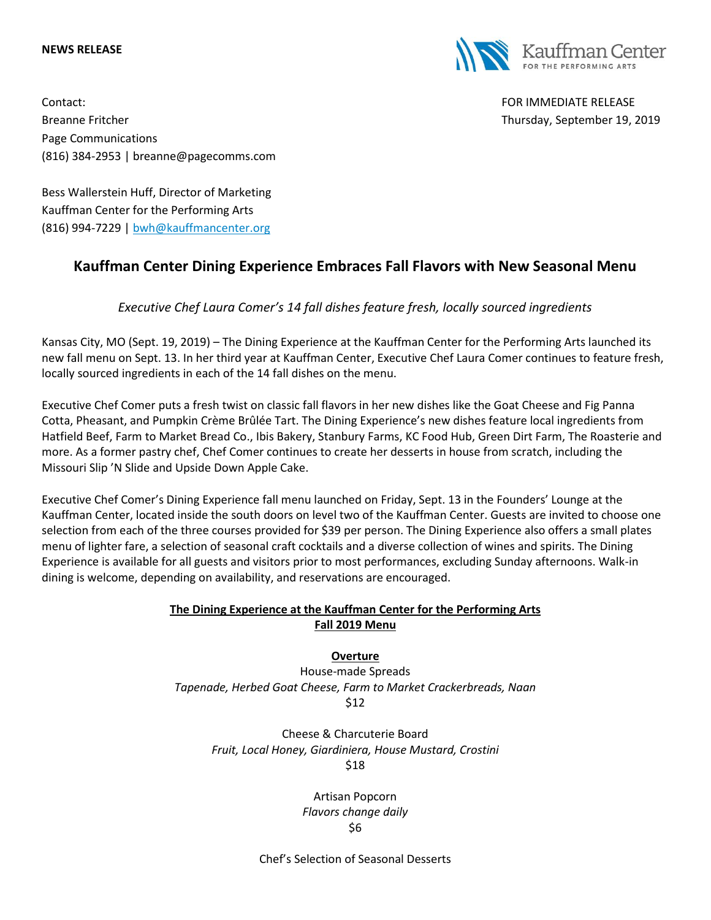**NEWS RELEASE**

Kauffman Center FOR THE PERFORMING ARTS

Contact:
Breanne Fritcher
Page Communications
(816) 384-2953 | breanne@pagecomms.com

FOR IMMEDIATE RELEASE
Thursday, September 19, 2019

Bess Wallerstein Huff, Director of Marketing
Kauffman Center for the Performing Arts
(816) 994-7229 | bwh@kauffmancenter.org

## Kauffman Center Dining Experience Embraces Fall Flavors with New Seasonal Menu

*Executive Chef Laura Comer's 14 fall dishes feature fresh, locally sourced ingredients*

Kansas City, MO (Sept. 19, 2019) – The Dining Experience at the Kauffman Center for the Performing Arts launched its new fall menu on Sept. 13. In her third year at Kauffman Center, Executive Chef Laura Comer continues to feature fresh, locally sourced ingredients in each of the 14 fall dishes on the menu.

Executive Chef Comer puts a fresh twist on classic fall flavors in her new dishes like the Goat Cheese and Fig Panna Cotta, Pheasant, and Pumpkin Crème Brûlée Tart. The Dining Experience's new dishes feature local ingredients from Hatfield Beef, Farm to Market Bread Co., Ibis Bakery, Stanbury Farms, KC Food Hub, Green Dirt Farm, The Roasterie and more. As a former pastry chef, Chef Comer continues to create her desserts in house from scratch, including the Missouri Slip 'N Slide and Upside Down Apple Cake.

Executive Chef Comer's Dining Experience fall menu launched on Friday, Sept. 13 in the Founders' Lounge at the Kauffman Center, located inside the south doors on level two of the Kauffman Center. Guests are invited to choose one selection from each of the three courses provided for $39 per person. The Dining Experience also offers a small plates menu of lighter fare, a selection of seasonal craft cocktails and a diverse collection of wines and spirits. The Dining Experience is available for all guests and visitors prior to most performances, excluding Sunday afternoons. Walk-in dining is welcome, depending on availability, and reservations are encouraged.

**The Dining Experience at the Kauffman Center for the Performing Arts**
**Fall 2019 Menu**

**Overture**

House-made Spreads
*Tapenade, Herbed Goat Cheese, Farm to Market Crackerbreads, Naan*
$12

Cheese & Charcuterie Board
*Fruit, Local Honey, Giardiniera, House Mustard, Crostini*
$18

Artisan Popcorn
*Flavors change daily*
$6

Chef's Selection of Seasonal Desserts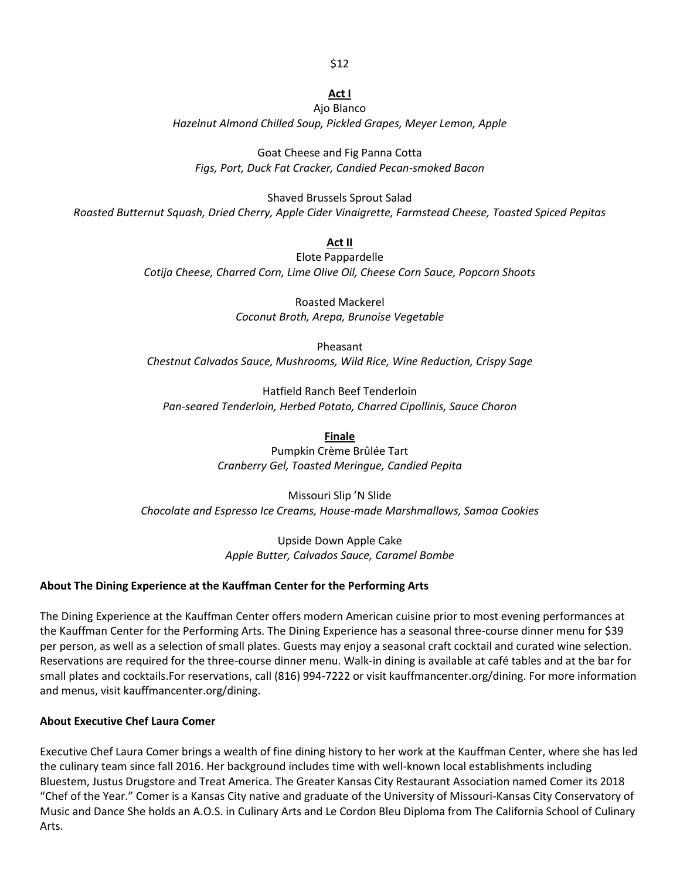$12

**Act I**

Ajo Blanco
*Hazelnut Almond Chilled Soup, Pickled Grapes, Meyer Lemon, Apple*

Goat Cheese and Fig Panna Cotta
*Figs, Port, Duck Fat Cracker, Candied Pecan-smoked Bacon*

Shaved Brussels Sprout Salad
*Roasted Butternut Squash, Dried Cherry, Apple Cider Vinaigrette, Farmstead Cheese, Toasted Spiced Pepitas*

**Act II**

Elote Pappardelle
*Cotija Cheese, Charred Corn, Lime Olive Oil, Cheese Corn Sauce, Popcorn Shoots*

Roasted Mackerel
*Coconut Broth, Arepa, Brunoise Vegetable*

Pheasant
*Chestnut Calvados Sauce, Mushrooms, Wild Rice, Wine Reduction, Crispy Sage*

Hatfield Ranch Beef Tenderloin
*Pan-seared Tenderloin, Herbed Potato, Charred Cipollinis, Sauce Choron*

**Finale**

Pumpkin Crème Brûlée Tart
*Cranberry Gel, Toasted Meringue, Candied Pepita*

Missouri Slip 'N Slide
*Chocolate and Espresso Ice Creams, House-made Marshmallows, Samoa Cookies*

Upside Down Apple Cake
*Apple Butter, Calvados Sauce, Caramel Bombe*

**About The Dining Experience at the Kauffman Center for the Performing Arts**

The Dining Experience at the Kauffman Center offers modern American cuisine prior to most evening performances at the Kauffman Center for the Performing Arts. The Dining Experience has a seasonal three-course dinner menu for $39 per person, as well as a selection of small plates. Guests may enjoy a seasonal craft cocktail and curated wine selection. Reservations are required for the three-course dinner menu. Walk-in dining is available at café tables and at the bar for small plates and cocktails.For reservations, call (816) 994-7222 or visit kauffmancenter.org/dining. For more information and menus, visit kauffmancenter.org/dining.

**About Executive Chef Laura Comer**

Executive Chef Laura Comer brings a wealth of fine dining history to her work at the Kauffman Center, where she has led the culinary team since fall 2016. Her background includes time with well-known local establishments including Bluestem, Justus Drugstore and Treat America. The Greater Kansas City Restaurant Association named Comer its 2018 "Chef of the Year." Comer is a Kansas City native and graduate of the University of Missouri-Kansas City Conservatory of Music and Dance She holds an A.O.S. in Culinary Arts and Le Cordon Bleu Diploma from The California School of Culinary Arts.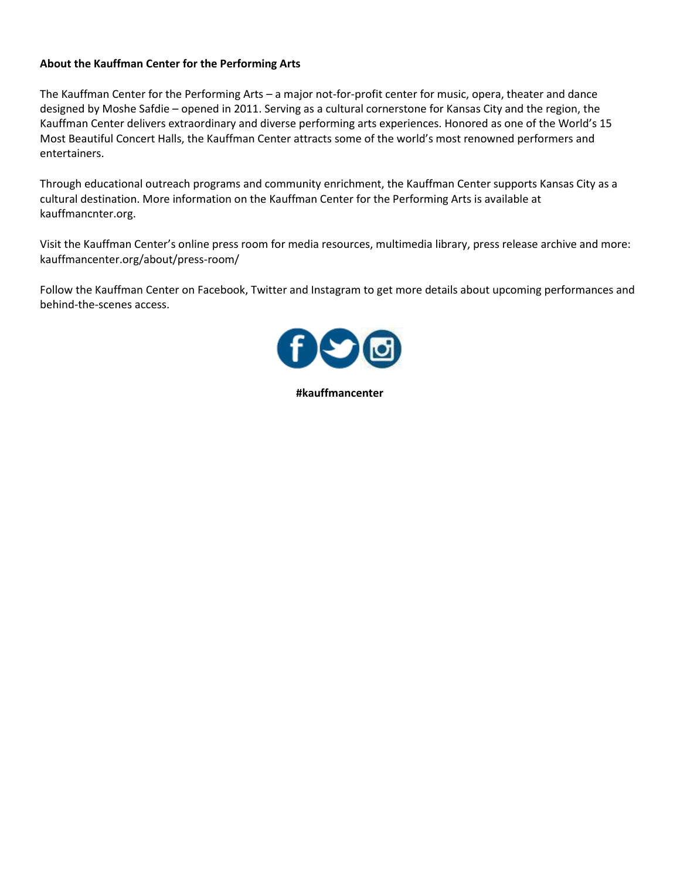**About the Kauffman Center for the Performing Arts**

The Kauffman Center for the Performing Arts – a major not-for-profit center for music, opera, theater and dance designed by Moshe Safdie – opened in 2011. Serving as a cultural cornerstone for Kansas City and the region, the Kauffman Center delivers extraordinary and diverse performing arts experiences. Honored as one of the World's 15 Most Beautiful Concert Halls, the Kauffman Center attracts some of the world's most renowned performers and entertainers.

Through educational outreach programs and community enrichment, the Kauffman Center supports Kansas City as a cultural destination. More information on the Kauffman Center for the Performing Arts is available at kauffmancnter.org.

Visit the Kauffman Center's online press room for media resources, multimedia library, press release archive and more: kauffmancenter.org/about/press-room/

Follow the Kauffman Center on Facebook, Twitter and Instagram to get more details about upcoming performances and behind-the-scenes access.

**#kauffmancenter**